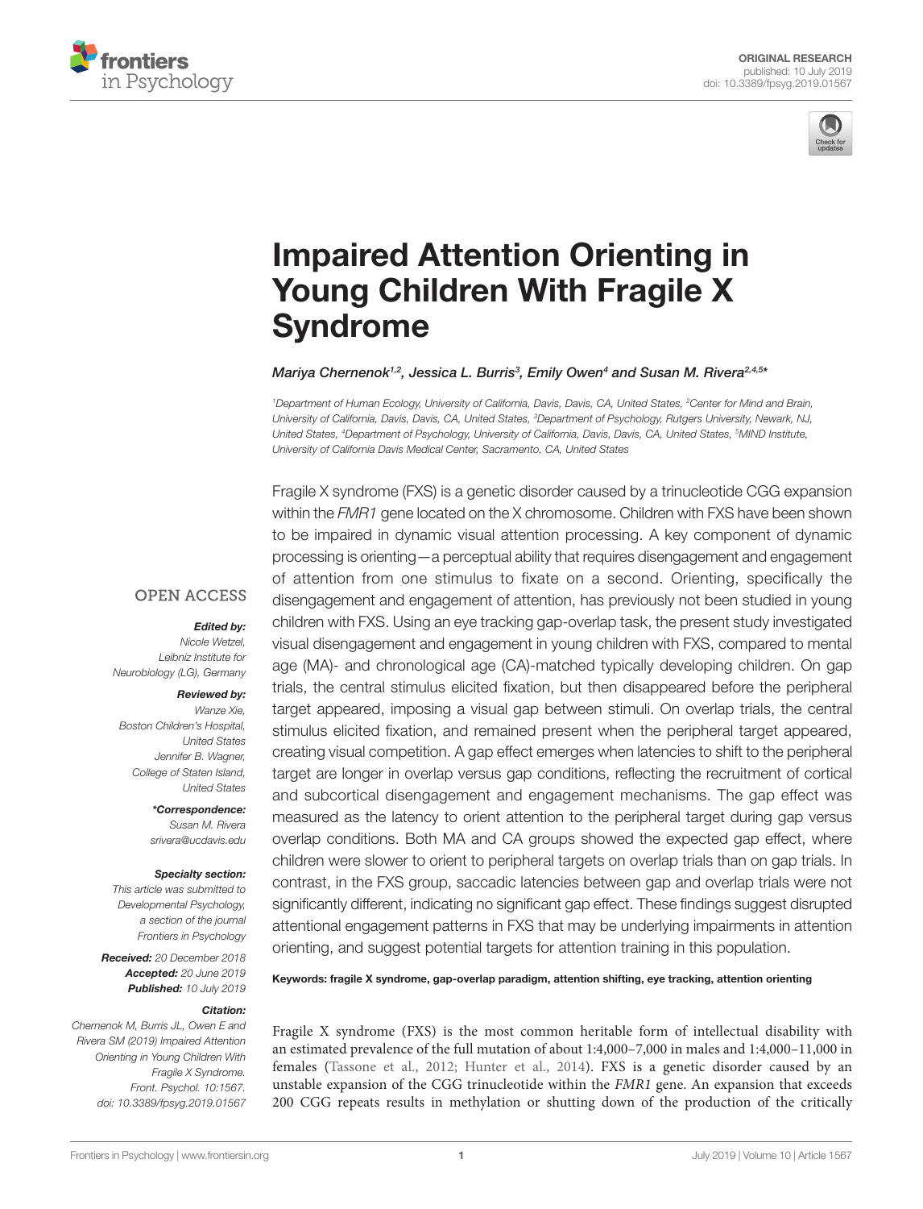ORIGINAL RESEARCH
published: 10 July 2019
doi: 10.3389/fpsyg.2019.01567

# Impaired Attention Orienting in Young Children With Fragile X Syndrome

*Mariya Chernenok[1,2], Jessica L. Burris[3], Emily Owen[4] and Susan M. Rivera[2,4,5]\**

[1]Department of Human Ecology, University of California, Davis, Davis, CA, United States, [2]Center for Mind and Brain, University of California, Davis, Davis, CA, United States, [3]Department of Psychology, Rutgers University, Newark, NJ, United States, [4]Department of Psychology, University of California, Davis, Davis, CA, United States, [5]MIND Institute, University of California Davis Medical Center, Sacramento, CA, United States

OPEN ACCESS

***Edited by:***
*Nicole Wetzel, Leibniz Institute for Neurobiology (LG), Germany*

***Reviewed by:***
*Wanze Xie, Boston Children's Hospital, United States*
*Jennifer B. Wagner, College of Staten Island, United States*

***\*Correspondence:***
*Susan M. Rivera*
*srivera@ucdavis.edu*

***Specialty section:***
*This article was submitted to Developmental Psychology, a section of the journal Frontiers in Psychology*

***Received:*** *20 December 2018*
***Accepted:*** *20 June 2019*
***Published:*** *10 July 2019*

***Citation:***
*Chernenok M, Burris JL, Owen E and Rivera SM (2019) Impaired Attention Orienting in Young Children With Fragile X Syndrome. Front. Psychol. 10:1567. doi: 10.3389/fpsyg.2019.01567*

Fragile X syndrome (FXS) is a genetic disorder caused by a trinucleotide CGG expansion within the *FMR1* gene located on the X chromosome. Children with FXS have been shown to be impaired in dynamic visual attention processing. A key component of dynamic processing is orienting—a perceptual ability that requires disengagement and engagement of attention from one stimulus to fixate on a second. Orienting, specifically the disengagement and engagement of attention, has previously not been studied in young children with FXS. Using an eye tracking gap-overlap task, the present study investigated visual disengagement and engagement in young children with FXS, compared to mental age (MA)- and chronological age (CA)-matched typically developing children. On gap trials, the central stimulus elicited fixation, but then disappeared before the peripheral target appeared, imposing a visual gap between stimuli. On overlap trials, the central stimulus elicited fixation, and remained present when the peripheral target appeared, creating visual competition. A gap effect emerges when latencies to shift to the peripheral target are longer in overlap versus gap conditions, reflecting the recruitment of cortical and subcortical disengagement and engagement mechanisms. The gap effect was measured as the latency to orient attention to the peripheral target during gap versus overlap conditions. Both MA and CA groups showed the expected gap effect, where children were slower to orient to peripheral targets on overlap trials than on gap trials. In contrast, in the FXS group, saccadic latencies between gap and overlap trials were not significantly different, indicating no significant gap effect. These findings suggest disrupted attentional engagement patterns in FXS that may be underlying impairments in attention orienting, and suggest potential targets for attention training in this population.

**Keywords: fragile X syndrome, gap-overlap paradigm, attention shifting, eye tracking, attention orienting**

Fragile X syndrome (FXS) is the most common heritable form of intellectual disability with an estimated prevalence of the full mutation of about 1:4,000–7,000 in males and 1:4,000–11,000 in females (Tassone et al., 2012; Hunter et al., 2014). FXS is a genetic disorder caused by an unstable expansion of the CGG trinucleotide within the *FMR1* gene. An expansion that exceeds 200 CGG repeats results in methylation or shutting down of the production of the critically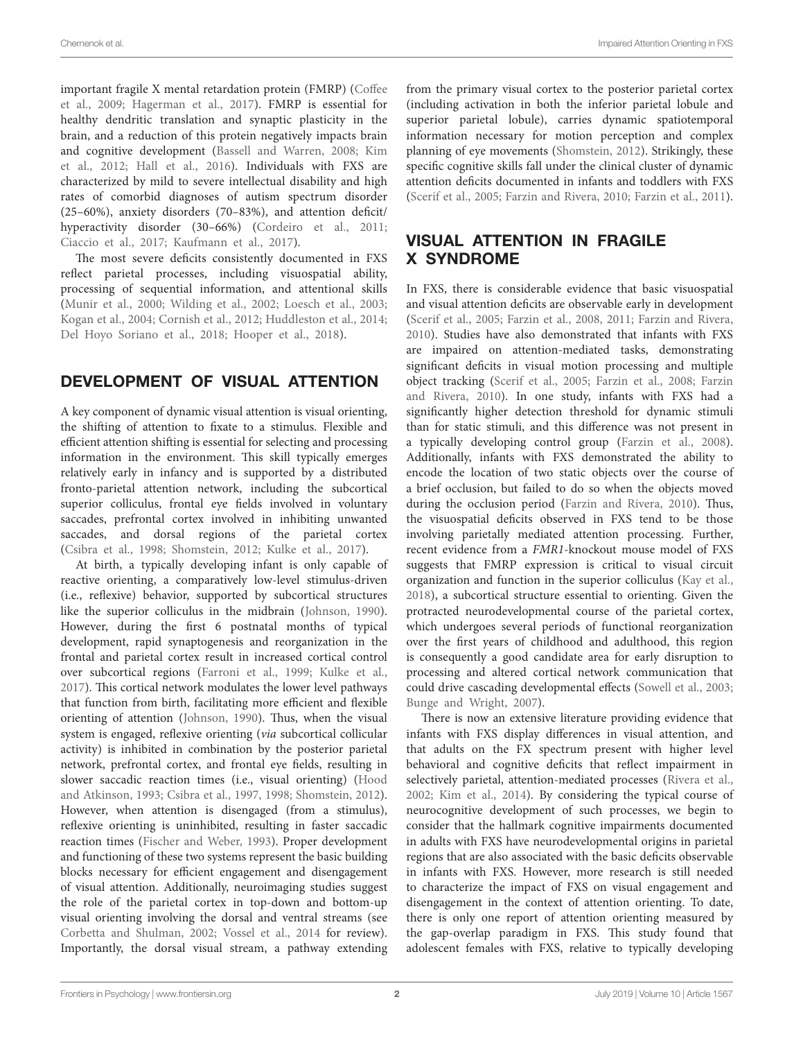important fragile X mental retardation protein (FMRP) (Coffee et al., 2009; Hagerman et al., 2017). FMRP is essential for healthy dendritic translation and synaptic plasticity in the brain, and a reduction of this protein negatively impacts brain and cognitive development (Bassell and Warren, 2008; Kim et al., 2012; Hall et al., 2016). Individuals with FXS are characterized by mild to severe intellectual disability and high rates of comorbid diagnoses of autism spectrum disorder (25–60%), anxiety disorders (70–83%), and attention deficit/hyperactivity disorder (30–66%) (Cordeiro et al., 2011; Ciaccio et al., 2017; Kaufmann et al., 2017).

The most severe deficits consistently documented in FXS reflect parietal processes, including visuospatial ability, processing of sequential information, and attentional skills (Munir et al., 2000; Wilding et al., 2002; Loesch et al., 2003; Kogan et al., 2004; Cornish et al., 2012; Huddleston et al., 2014; Del Hoyo Soriano et al., 2018; Hooper et al., 2018).

## DEVELOPMENT OF VISUAL ATTENTION

A key component of dynamic visual attention is visual orienting, the shifting of attention to fixate to a stimulus. Flexible and efficient attention shifting is essential for selecting and processing information in the environment. This skill typically emerges relatively early in infancy and is supported by a distributed fronto-parietal attention network, including the subcortical superior colliculus, frontal eye fields involved in voluntary saccades, prefrontal cortex involved in inhibiting unwanted saccades, and dorsal regions of the parietal cortex (Csibra et al., 1998; Shomstein, 2012; Kulke et al., 2017).

At birth, a typically developing infant is only capable of reactive orienting, a comparatively low-level stimulus-driven (i.e., reflexive) behavior, supported by subcortical structures like the superior colliculus in the midbrain (Johnson, 1990). However, during the first 6 postnatal months of typical development, rapid synaptogenesis and reorganization in the frontal and parietal cortex result in increased cortical control over subcortical regions (Farroni et al., 1999; Kulke et al., 2017). This cortical network modulates the lower level pathways that function from birth, facilitating more efficient and flexible orienting of attention (Johnson, 1990). Thus, when the visual system is engaged, reflexive orienting (*via* subcortical collicular activity) is inhibited in combination by the posterior parietal network, prefrontal cortex, and frontal eye fields, resulting in slower saccadic reaction times (i.e., visual orienting) (Hood and Atkinson, 1993; Csibra et al., 1997, 1998; Shomstein, 2012). However, when attention is disengaged (from a stimulus), reflexive orienting is uninhibited, resulting in faster saccadic reaction times (Fischer and Weber, 1993). Proper development and functioning of these two systems represent the basic building blocks necessary for efficient engagement and disengagement of visual attention. Additionally, neuroimaging studies suggest the role of the parietal cortex in top-down and bottom-up visual orienting involving the dorsal and ventral streams (see Corbetta and Shulman, 2002; Vossel et al., 2014 for review). Importantly, the dorsal visual stream, a pathway extending from the primary visual cortex to the posterior parietal cortex (including activation in both the inferior parietal lobule and superior parietal lobule), carries dynamic spatiotemporal information necessary for motion perception and complex planning of eye movements (Shomstein, 2012). Strikingly, these specific cognitive skills fall under the clinical cluster of dynamic attention deficits documented in infants and toddlers with FXS (Scerif et al., 2005; Farzin and Rivera, 2010; Farzin et al., 2011).

## VISUAL ATTENTION IN FRAGILE X SYNDROME

In FXS, there is considerable evidence that basic visuospatial and visual attention deficits are observable early in development (Scerif et al., 2005; Farzin et al., 2008, 2011; Farzin and Rivera, 2010). Studies have also demonstrated that infants with FXS are impaired on attention-mediated tasks, demonstrating significant deficits in visual motion processing and multiple object tracking (Scerif et al., 2005; Farzin et al., 2008; Farzin and Rivera, 2010). In one study, infants with FXS had a significantly higher detection threshold for dynamic stimuli than for static stimuli, and this difference was not present in a typically developing control group (Farzin et al., 2008). Additionally, infants with FXS demonstrated the ability to encode the location of two static objects over the course of a brief occlusion, but failed to do so when the objects moved during the occlusion period (Farzin and Rivera, 2010). Thus, the visuospatial deficits observed in FXS tend to be those involving parietally mediated attention processing. Further, recent evidence from a *FMR1*-knockout mouse model of FXS suggests that FMRP expression is critical to visual circuit organization and function in the superior colliculus (Kay et al., 2018), a subcortical structure essential to orienting. Given the protracted neurodevelopmental course of the parietal cortex, which undergoes several periods of functional reorganization over the first years of childhood and adulthood, this region is consequently a good candidate area for early disruption to processing and altered cortical network communication that could drive cascading developmental effects (Sowell et al., 2003; Bunge and Wright, 2007).

There is now an extensive literature providing evidence that infants with FXS display differences in visual attention, and that adults on the FX spectrum present with higher level behavioral and cognitive deficits that reflect impairment in selectively parietal, attention-mediated processes (Rivera et al., 2002; Kim et al., 2014). By considering the typical course of neurocognitive development of such processes, we begin to consider that the hallmark cognitive impairments documented in adults with FXS have neurodevelopmental origins in parietal regions that are also associated with the basic deficits observable in infants with FXS. However, more research is still needed to characterize the impact of FXS on visual engagement and disengagement in the context of attention orienting. To date, there is only one report of attention orienting measured by the gap-overlap paradigm in FXS. This study found that adolescent females with FXS, relative to typically developing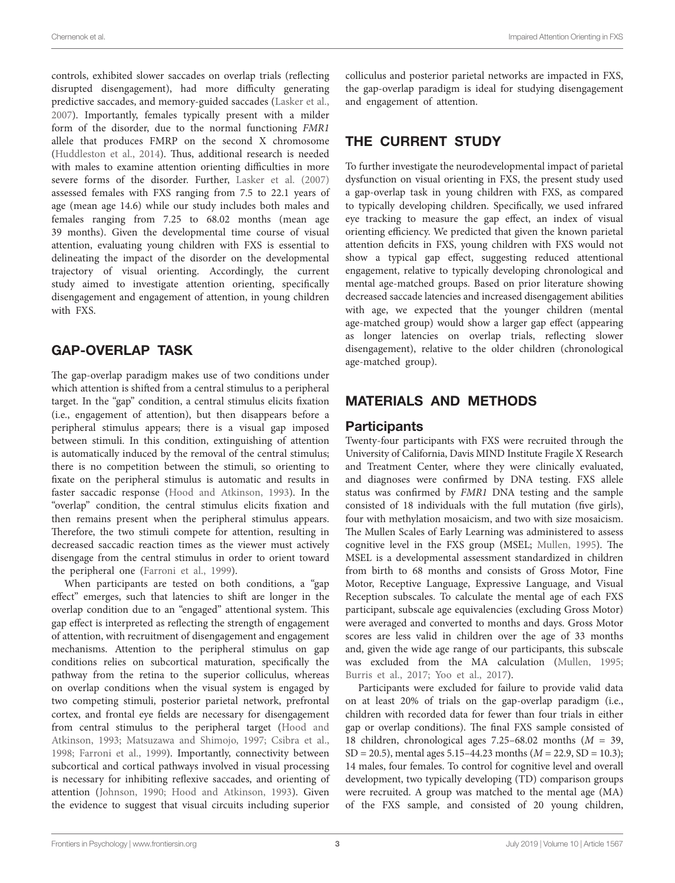controls, exhibited slower saccades on overlap trials (reflecting disrupted disengagement), had more difficulty generating predictive saccades, and memory-guided saccades (Lasker et al., 2007). Importantly, females typically present with a milder form of the disorder, due to the normal functioning *FMR1* allele that produces FMRP on the second X chromosome (Huddleston et al., 2014). Thus, additional research is needed with males to examine attention orienting difficulties in more severe forms of the disorder. Further, Lasker et al. (2007) assessed females with FXS ranging from 7.5 to 22.1 years of age (mean age 14.6) while our study includes both males and females ranging from 7.25 to 68.02 months (mean age 39 months). Given the developmental time course of visual attention, evaluating young children with FXS is essential to delineating the impact of the disorder on the developmental trajectory of visual orienting. Accordingly, the current study aimed to investigate attention orienting, specifically disengagement and engagement of attention, in young children with FXS.

## GAP-OVERLAP TASK

The gap-overlap paradigm makes use of two conditions under which attention is shifted from a central stimulus to a peripheral target. In the "gap" condition, a central stimulus elicits fixation (i.e., engagement of attention), but then disappears before a peripheral stimulus appears; there is a visual gap imposed between stimuli. In this condition, extinguishing of attention is automatically induced by the removal of the central stimulus; there is no competition between the stimuli, so orienting to fixate on the peripheral stimulus is automatic and results in faster saccadic response (Hood and Atkinson, 1993). In the "overlap" condition, the central stimulus elicits fixation and then remains present when the peripheral stimulus appears. Therefore, the two stimuli compete for attention, resulting in decreased saccadic reaction times as the viewer must actively disengage from the central stimulus in order to orient toward the peripheral one (Farroni et al., 1999).

When participants are tested on both conditions, a "gap effect" emerges, such that latencies to shift are longer in the overlap condition due to an "engaged" attentional system. This gap effect is interpreted as reflecting the strength of engagement of attention, with recruitment of disengagement and engagement mechanisms. Attention to the peripheral stimulus on gap conditions relies on subcortical maturation, specifically the pathway from the retina to the superior colliculus, whereas on overlap conditions when the visual system is engaged by two competing stimuli, posterior parietal network, prefrontal cortex, and frontal eye fields are necessary for disengagement from central stimulus to the peripheral target (Hood and Atkinson, 1993; Matsuzawa and Shimojo, 1997; Csibra et al., 1998; Farroni et al., 1999). Importantly, connectivity between subcortical and cortical pathways involved in visual processing is necessary for inhibiting reflexive saccades, and orienting of attention (Johnson, 1990; Hood and Atkinson, 1993). Given the evidence to suggest that visual circuits including superior colliculus and posterior parietal networks are impacted in FXS, the gap-overlap paradigm is ideal for studying disengagement and engagement of attention.

## THE CURRENT STUDY

To further investigate the neurodevelopmental impact of parietal dysfunction on visual orienting in FXS, the present study used a gap-overlap task in young children with FXS, as compared to typically developing children. Specifically, we used infrared eye tracking to measure the gap effect, an index of visual orienting efficiency. We predicted that given the known parietal attention deficits in FXS, young children with FXS would not show a typical gap effect, suggesting reduced attentional engagement, relative to typically developing chronological and mental age-matched groups. Based on prior literature showing decreased saccade latencies and increased disengagement abilities with age, we expected that the younger children (mental age-matched group) would show a larger gap effect (appearing as longer latencies on overlap trials, reflecting slower disengagement), relative to the older children (chronological age-matched group).

## MATERIALS AND METHODS

### Participants

Twenty-four participants with FXS were recruited through the University of California, Davis MIND Institute Fragile X Research and Treatment Center, where they were clinically evaluated, and diagnoses were confirmed by DNA testing. FXS allele status was confirmed by *FMR1* DNA testing and the sample consisted of 18 individuals with the full mutation (five girls), four with methylation mosaicism, and two with size mosaicism. The Mullen Scales of Early Learning was administered to assess cognitive level in the FXS group (MSEL; Mullen, 1995). The MSEL is a developmental assessment standardized in children from birth to 68 months and consists of Gross Motor, Fine Motor, Receptive Language, Expressive Language, and Visual Reception subscales. To calculate the mental age of each FXS participant, subscale age equivalencies (excluding Gross Motor) were averaged and converted to months and days. Gross Motor scores are less valid in children over the age of 33 months and, given the wide age range of our participants, this subscale was excluded from the MA calculation (Mullen, 1995; Burris et al., 2017; Yoo et al., 2017).

Participants were excluded for failure to provide valid data on at least 20% of trials on the gap-overlap paradigm (i.e., children with recorded data for fewer than four trials in either gap or overlap conditions). The final FXS sample consisted of 18 children, chronological ages 7.25–68.02 months ($M$ = 39, SD = 20.5), mental ages 5.15–44.23 months ($M$ = 22.9, SD = 10.3); 14 males, four females. To control for cognitive level and overall development, two typically developing (TD) comparison groups were recruited. A group was matched to the mental age (MA) of the FXS sample, and consisted of 20 young children,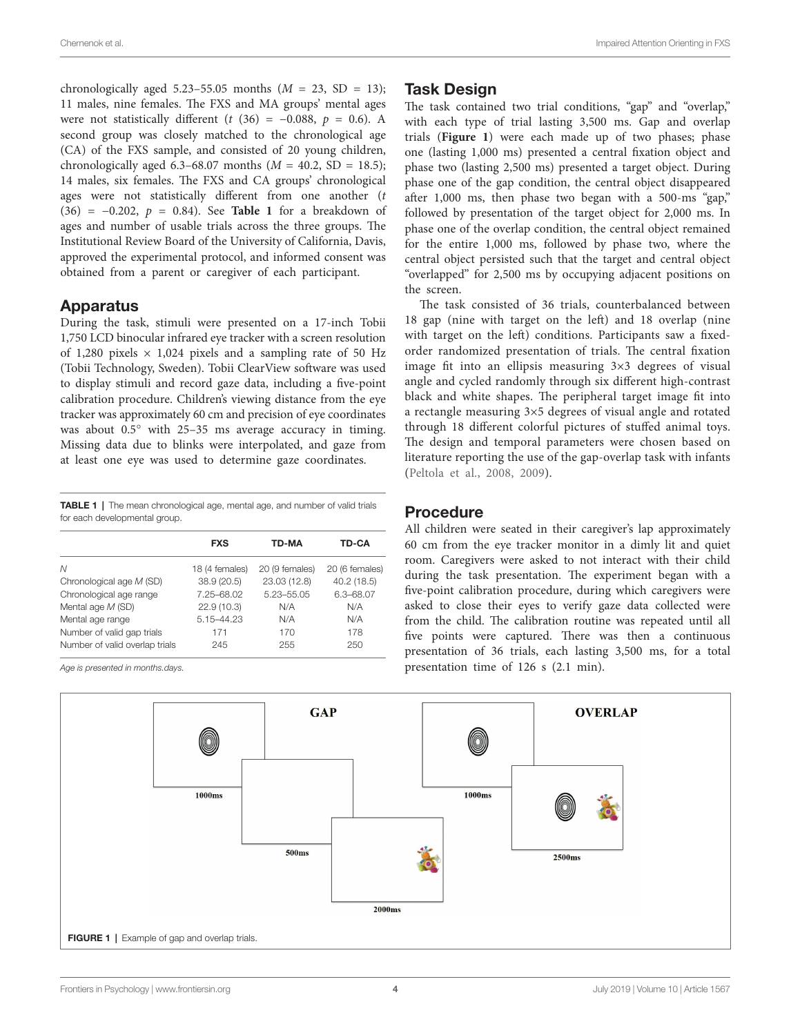chronologically aged 5.23–55.05 months ($M$ = 23, SD = 13); 11 males, nine females. The FXS and MA groups' mental ages were not statistically different ($t$ (36) = −0.088, $p$ = 0.6). A second group was closely matched to the chronological age (CA) of the FXS sample, and consisted of 20 young children, chronologically aged 6.3–68.07 months ($M$ = 40.2, SD = 18.5); 14 males, six females. The FXS and CA groups' chronological ages were not statistically different from one another ($t$ (36) = −0.202, $p$ = 0.84). See **Table 1** for a breakdown of ages and number of usable trials across the three groups. The Institutional Review Board of the University of California, Davis, approved the experimental protocol, and informed consent was obtained from a parent or caregiver of each participant.

## Apparatus

During the task, stimuli were presented on a 17-inch Tobii 1,750 LCD binocular infrared eye tracker with a screen resolution of 1,280 pixels × 1,024 pixels and a sampling rate of 50 Hz (Tobii Technology, Sweden). Tobii ClearView software was used to display stimuli and record gaze data, including a five-point calibration procedure. Children's viewing distance from the eye tracker was approximately 60 cm and precision of eye coordinates was about 0.5° with 25–35 ms average accuracy in timing. Missing data due to blinks were interpolated, and gaze from at least one eye was used to determine gaze coordinates.

**TABLE 1** | The mean chronological age, mental age, and number of valid trials for each developmental group.

| | FXS | TD-MA | TD-CA |
|---|---|---|---|
| $N$ | 18 (4 females) | 20 (9 females) | 20 (6 females) |
| Chronological age $M$ (SD) | 38.9 (20.5) | 23.03 (12.8) | 40.2 (18.5) |
| Chronological age range | 7.25–68.02 | 5.23–55.05 | 6.3–68.07 |
| Mental age $M$ (SD) | 22.9 (10.3) | N/A | N/A |
| Mental age range | 5.15–44.23 | N/A | N/A |
| Number of valid gap trials | 171 | 170 | 178 |
| Number of valid overlap trials | 245 | 255 | 250 |

*Age is presented in months.days.*

## Task Design

The task contained two trial conditions, "gap" and "overlap," with each type of trial lasting 3,500 ms. Gap and overlap trials (**Figure 1**) were each made up of two phases; phase one (lasting 1,000 ms) presented a central fixation object and phase two (lasting 2,500 ms) presented a target object. During phase one of the gap condition, the central object disappeared after 1,000 ms, then phase two began with a 500-ms "gap," followed by presentation of the target object for 2,000 ms. In phase one of the overlap condition, the central object remained for the entire 1,000 ms, followed by phase two, where the central object persisted such that the target and central object "overlapped" for 2,500 ms by occupying adjacent positions on the screen.

The task consisted of 36 trials, counterbalanced between 18 gap (nine with target on the left) and 18 overlap (nine with target on the left) conditions. Participants saw a fixed-order randomized presentation of trials. The central fixation image fit into an ellipsis measuring 3×3 degrees of visual angle and cycled randomly through six different high-contrast black and white shapes. The peripheral target image fit into a rectangle measuring 3×5 degrees of visual angle and rotated through 18 different colorful pictures of stuffed animal toys. The design and temporal parameters were chosen based on literature reporting the use of the gap-overlap task with infants (Peltola et al., 2008, 2009).

## Procedure

All children were seated in their caregiver's lap approximately 60 cm from the eye tracker monitor in a dimly lit and quiet room. Caregivers were asked to not interact with their child during the task presentation. The experiment began with a five-point calibration procedure, during which caregivers were asked to close their eyes to verify gaze data collected were from the child. The calibration routine was repeated until all five points were captured. There was then a continuous presentation of 36 trials, each lasting 3,500 ms, for a total presentation time of 126 s (2.1 min).

**FIGURE 1** | Example of gap and overlap trials.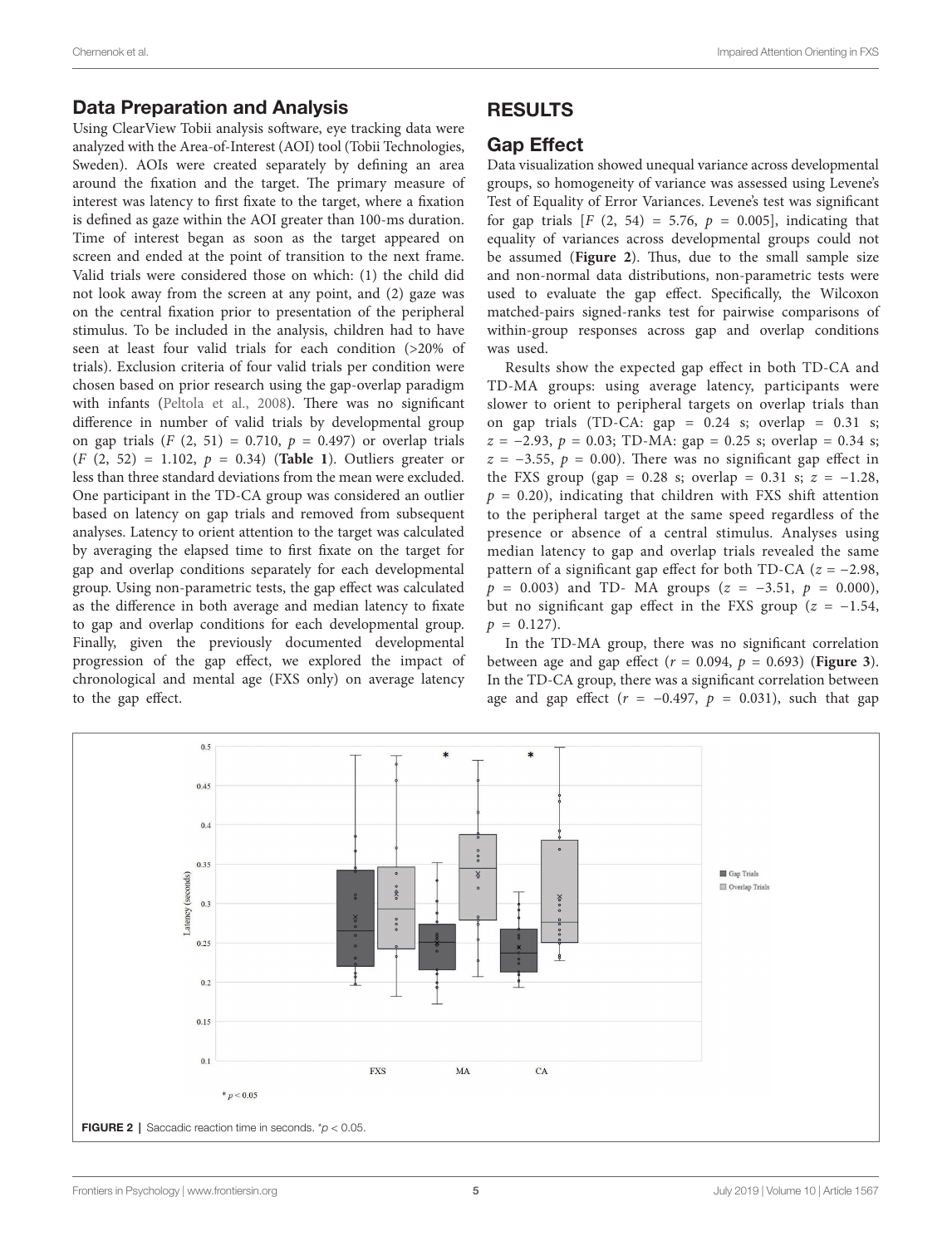## Data Preparation and Analysis

Using ClearView Tobii analysis software, eye tracking data were analyzed with the Area-of-Interest (AOI) tool (Tobii Technologies, Sweden). AOIs were created separately by defining an area around the fixation and the target. The primary measure of interest was latency to first fixate to the target, where a fixation is defined as gaze within the AOI greater than 100-ms duration. Time of interest began as soon as the target appeared on screen and ended at the point of transition to the next frame. Valid trials were considered those on which: (1) the child did not look away from the screen at any point, and (2) gaze was on the central fixation prior to presentation of the peripheral stimulus. To be included in the analysis, children had to have seen at least four valid trials for each condition (>20% of trials). Exclusion criteria of four valid trials per condition were chosen based on prior research using the gap-overlap paradigm with infants (Peltola et al., 2008). There was no significant difference in number of valid trials by developmental group on gap trials ($F$ (2, 51) = 0.710, $p$ = 0.497) or overlap trials ($F$ (2, 52) = 1.102, $p$ = 0.34) (**Table 1**). Outliers greater or less than three standard deviations from the mean were excluded. One participant in the TD-CA group was considered an outlier based on latency on gap trials and removed from subsequent analyses. Latency to orient attention to the target was calculated by averaging the elapsed time to first fixate on the target for gap and overlap conditions separately for each developmental group. Using non-parametric tests, the gap effect was calculated as the difference in both average and median latency to fixate to gap and overlap conditions for each developmental group. Finally, given the previously documented developmental progression of the gap effect, we explored the impact of chronological and mental age (FXS only) on average latency to the gap effect.

# RESULTS

## Gap Effect

Data visualization showed unequal variance across developmental groups, so homogeneity of variance was assessed using Levene's Test of Equality of Error Variances. Levene's test was significant for gap trials [$F$ (2, 54) = 5.76, $p$ = 0.005], indicating that equality of variances across developmental groups could not be assumed (**Figure 2**). Thus, due to the small sample size and non-normal data distributions, non-parametric tests were used to evaluate the gap effect. Specifically, the Wilcoxon matched-pairs signed-ranks test for pairwise comparisons of within-group responses across gap and overlap conditions was used.

Results show the expected gap effect in both TD-CA and TD-MA groups: using average latency, participants were slower to orient to peripheral targets on overlap trials than on gap trials (TD-CA: gap = 0.24 s; overlap = 0.31 s; $z$ = −2.93, $p$ = 0.03; TD-MA: gap = 0.25 s; overlap = 0.34 s; $z$ = −3.55, $p$ = 0.00). There was no significant gap effect in the FXS group (gap = 0.28 s; overlap = 0.31 s; $z$ = −1.28, $p$ = 0.20), indicating that children with FXS shift attention to the peripheral target at the same speed regardless of the presence or absence of a central stimulus. Analyses using median latency to gap and overlap trials revealed the same pattern of a significant gap effect for both TD-CA ($z$ = −2.98, $p$ = 0.003) and TD- MA groups ($z$ = −3.51, $p$ = 0.000), but no significant gap effect in the FXS group ($z$ = −1.54, $p$ = 0.127).

In the TD-MA group, there was no significant correlation between age and gap effect ($r$ = 0.094, $p$ = 0.693) (**Figure 3**). In the TD-CA group, there was a significant correlation between age and gap effect ($r$ = −0.497, $p$ = 0.031), such that gap

**FIGURE 2** | Saccadic reaction time in seconds. *$p < 0.05$.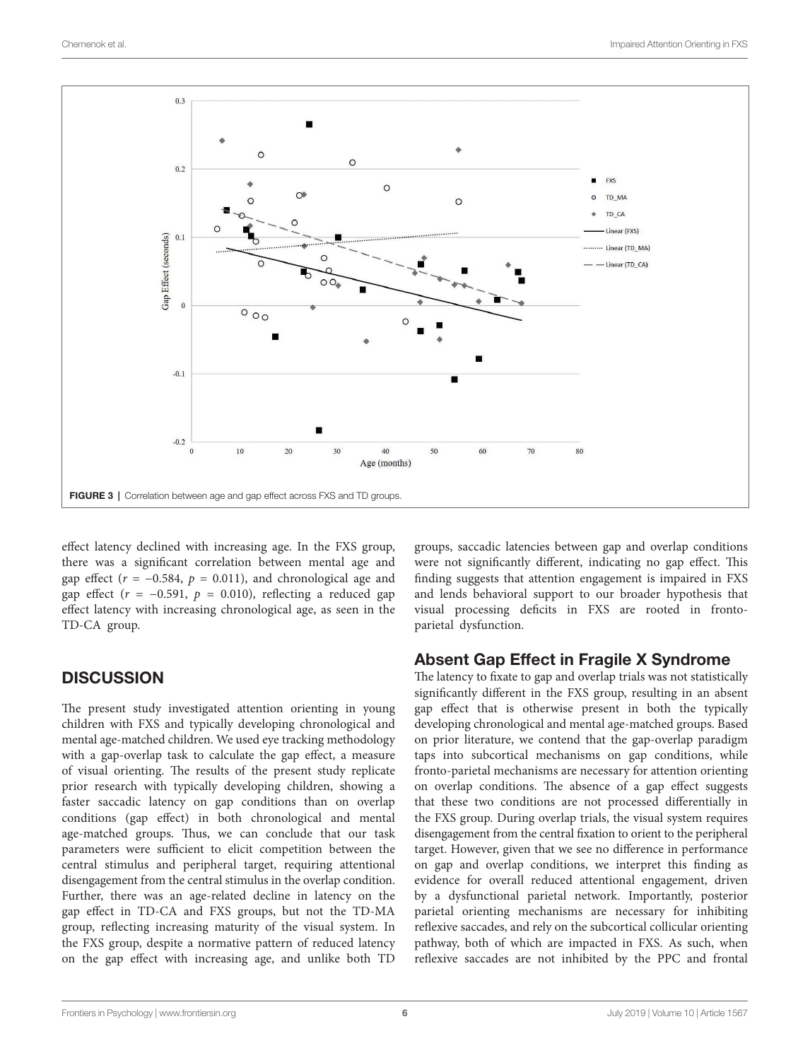0.3
0.2
0.1
0
-0.1
-0.2
Gap Effect (seconds)
0 10 20 30 40 50 60 70 80
Age (months)
FXS
TD_MA
TD_CA
Linear (FXS)
Linear (TD_MA)
Linear (TD_CA)

**FIGURE 3 |** Correlation between age and gap effect across FXS and TD groups.

effect latency declined with increasing age. In the FXS group, there was a significant correlation between mental age and gap effect ($r = -0.584$, $p = 0.011$), and chronological age and gap effect ($r = -0.591$, $p = 0.010$), reflecting a reduced gap effect latency with increasing chronological age, as seen in the TD-CA group.

## DISCUSSION

The present study investigated attention orienting in young children with FXS and typically developing chronological and mental age-matched children. We used eye tracking methodology with a gap-overlap task to calculate the gap effect, a measure of visual orienting. The results of the present study replicate prior research with typically developing children, showing a faster saccadic latency on gap conditions than on overlap conditions (gap effect) in both chronological and mental age-matched groups. Thus, we can conclude that our task parameters were sufficient to elicit competition between the central stimulus and peripheral target, requiring attentional disengagement from the central stimulus in the overlap condition. Further, there was an age-related decline in latency on the gap effect in TD-CA and FXS groups, but not the TD-MA group, reflecting increasing maturity of the visual system. In the FXS group, despite a normative pattern of reduced latency on the gap effect with increasing age, and unlike both TD groups, saccadic latencies between gap and overlap conditions were not significantly different, indicating no gap effect. This finding suggests that attention engagement is impaired in FXS and lends behavioral support to our broader hypothesis that visual processing deficits in FXS are rooted in fronto-parietal dysfunction.

### Absent Gap Effect in Fragile X Syndrome

The latency to fixate to gap and overlap trials was not statistically significantly different in the FXS group, resulting in an absent gap effect that is otherwise present in both the typically developing chronological and mental age-matched groups. Based on prior literature, we contend that the gap-overlap paradigm taps into subcortical mechanisms on gap conditions, while fronto-parietal mechanisms are necessary for attention orienting on overlap conditions. The absence of a gap effect suggests that these two conditions are not processed differentially in the FXS group. During overlap trials, the visual system requires disengagement from the central fixation to orient to the peripheral target. However, given that we see no difference in performance on gap and overlap conditions, we interpret this finding as evidence for overall reduced attentional engagement, driven by a dysfunctional parietal network. Importantly, posterior parietal orienting mechanisms are necessary for inhibiting reflexive saccades, and rely on the subcortical collicular orienting pathway, both of which are impacted in FXS. As such, when reflexive saccades are not inhibited by the PPC and frontal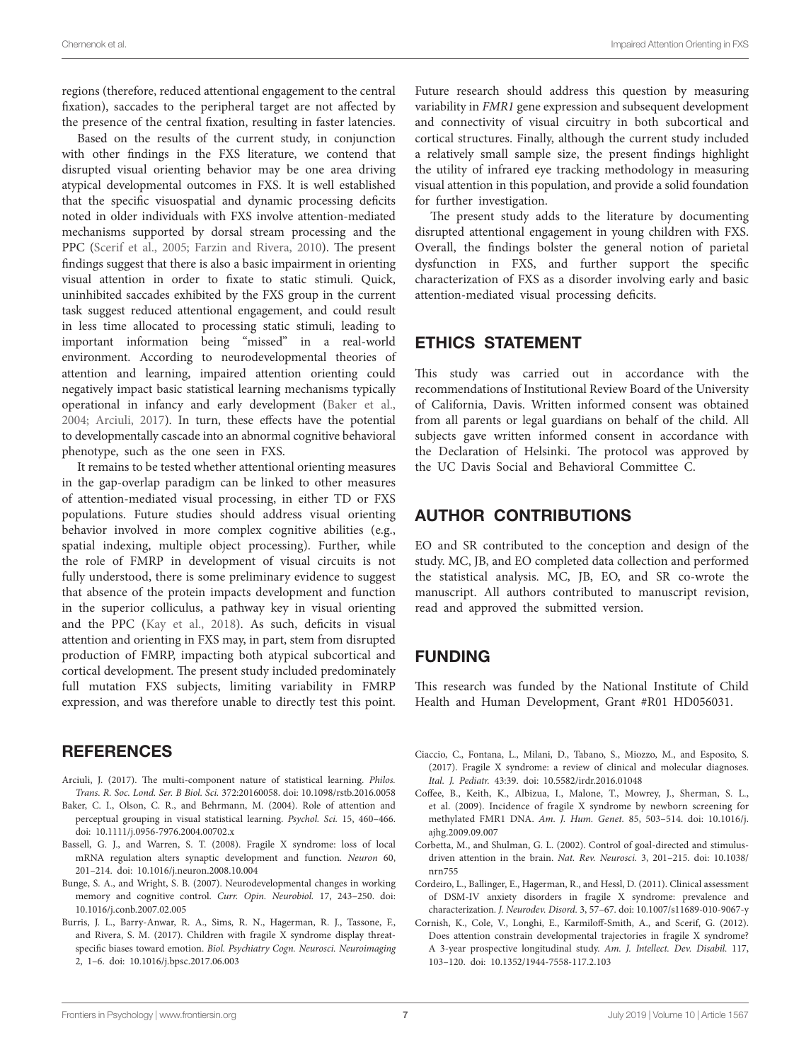regions (therefore, reduced attentional engagement to the central fixation), saccades to the peripheral target are not affected by the presence of the central fixation, resulting in faster latencies.

Based on the results of the current study, in conjunction with other findings in the FXS literature, we contend that disrupted visual orienting behavior may be one area driving atypical developmental outcomes in FXS. It is well established that the specific visuospatial and dynamic processing deficits noted in older individuals with FXS involve attention-mediated mechanisms supported by dorsal stream processing and the PPC (Scerif et al., 2005; Farzin and Rivera, 2010). The present findings suggest that there is also a basic impairment in orienting visual attention in order to fixate to static stimuli. Quick, uninhibited saccades exhibited by the FXS group in the current task suggest reduced attentional engagement, and could result in less time allocated to processing static stimuli, leading to important information being "missed" in a real-world environment. According to neurodevelopmental theories of attention and learning, impaired attention orienting could negatively impact basic statistical learning mechanisms typically operational in infancy and early development (Baker et al., 2004; Arciuli, 2017). In turn, these effects have the potential to developmentally cascade into an abnormal cognitive behavioral phenotype, such as the one seen in FXS.

It remains to be tested whether attentional orienting measures in the gap-overlap paradigm can be linked to other measures of attention-mediated visual processing, in either TD or FXS populations. Future studies should address visual orienting behavior involved in more complex cognitive abilities (e.g., spatial indexing, multiple object processing). Further, while the role of FMRP in development of visual circuits is not fully understood, there is some preliminary evidence to suggest that absence of the protein impacts development and function in the superior colliculus, a pathway key in visual orienting and the PPC (Kay et al., 2018). As such, deficits in visual attention and orienting in FXS may, in part, stem from disrupted production of FMRP, impacting both atypical subcortical and cortical development. The present study included predominately full mutation FXS subjects, limiting variability in FMRP expression, and was therefore unable to directly test this point. Future research should address this question by measuring variability in *FMR1* gene expression and subsequent development and connectivity of visual circuitry in both subcortical and cortical structures. Finally, although the current study included a relatively small sample size, the present findings highlight the utility of infrared eye tracking methodology in measuring visual attention in this population, and provide a solid foundation for further investigation.

The present study adds to the literature by documenting disrupted attentional engagement in young children with FXS. Overall, the findings bolster the general notion of parietal dysfunction in FXS, and further support the specific characterization of FXS as a disorder involving early and basic attention-mediated visual processing deficits.

## ETHICS STATEMENT

This study was carried out in accordance with the recommendations of Institutional Review Board of the University of California, Davis. Written informed consent was obtained from all parents or legal guardians on behalf of the child. All subjects gave written informed consent in accordance with the Declaration of Helsinki. The protocol was approved by the UC Davis Social and Behavioral Committee C.

## AUTHOR CONTRIBUTIONS

EO and SR contributed to the conception and design of the study. MC, JB, and EO completed data collection and performed the statistical analysis. MC, JB, EO, and SR co-wrote the manuscript. All authors contributed to manuscript revision, read and approved the submitted version.

## FUNDING

This research was funded by the National Institute of Child Health and Human Development, Grant #R01 HD056031.

## REFERENCES

Arciuli, J. (2017). The multi-component nature of statistical learning. *Philos. Trans. R. Soc. Lond. Ser. B Biol. Sci.* 372:20160058. doi: 10.1098/rstb.2016.0058

Baker, C. I., Olson, C. R., and Behrmann, M. (2004). Role of attention and perceptual grouping in visual statistical learning. *Psychol. Sci.* 15, 460–466. doi: 10.1111/j.0956-7976.2004.00702.x

Bassell, G. J., and Warren, S. T. (2008). Fragile X syndrome: loss of local mRNA regulation alters synaptic development and function. *Neuron* 60, 201–214. doi: 10.1016/j.neuron.2008.10.004

Bunge, S. A., and Wright, S. B. (2007). Neurodevelopmental changes in working memory and cognitive control. *Curr. Opin. Neurobiol.* 17, 243–250. doi: 10.1016/j.conb.2007.02.005

Burris, J. L., Barry-Anwar, R. A., Sims, R. N., Hagerman, R. J., Tassone, F., and Rivera, S. M. (2017). Children with fragile X syndrome display threat-specific biases toward emotion. *Biol. Psychiatry Cogn. Neurosci. Neuroimaging* 2, 1–6. doi: 10.1016/j.bpsc.2017.06.003

Ciaccio, C., Fontana, L., Milani, D., Tabano, S., Miozzo, M., and Esposito, S. (2017). Fragile X syndrome: a review of clinical and molecular diagnoses. *Ital. J. Pediatr.* 43:39. doi: 10.5582/irdr.2016.01048

Coffee, B., Keith, K., Albizua, I., Malone, T., Mowrey, J., Sherman, S. L., et al. (2009). Incidence of fragile X syndrome by newborn screening for methylated FMR1 DNA. *Am. J. Hum. Genet.* 85, 503–514. doi: 10.1016/j.ajhg.2009.09.007

Corbetta, M., and Shulman, G. L. (2002). Control of goal-directed and stimulus-driven attention in the brain. *Nat. Rev. Neurosci.* 3, 201–215. doi: 10.1038/nrn755

Cordeiro, L., Ballinger, E., Hagerman, R., and Hessl, D. (2011). Clinical assessment of DSM-IV anxiety disorders in fragile X syndrome: prevalence and characterization. *J. Neurodev. Disord.* 3, 57–67. doi: 10.1007/s11689-010-9067-y

Cornish, K., Cole, V., Longhi, E., Karmiloff-Smith, A., and Scerif, G. (2012). Does attention constrain developmental trajectories in fragile X syndrome? A 3-year prospective longitudinal study. *Am. J. Intellect. Dev. Disabil.* 117, 103–120. doi: 10.1352/1944-7558-117.2.103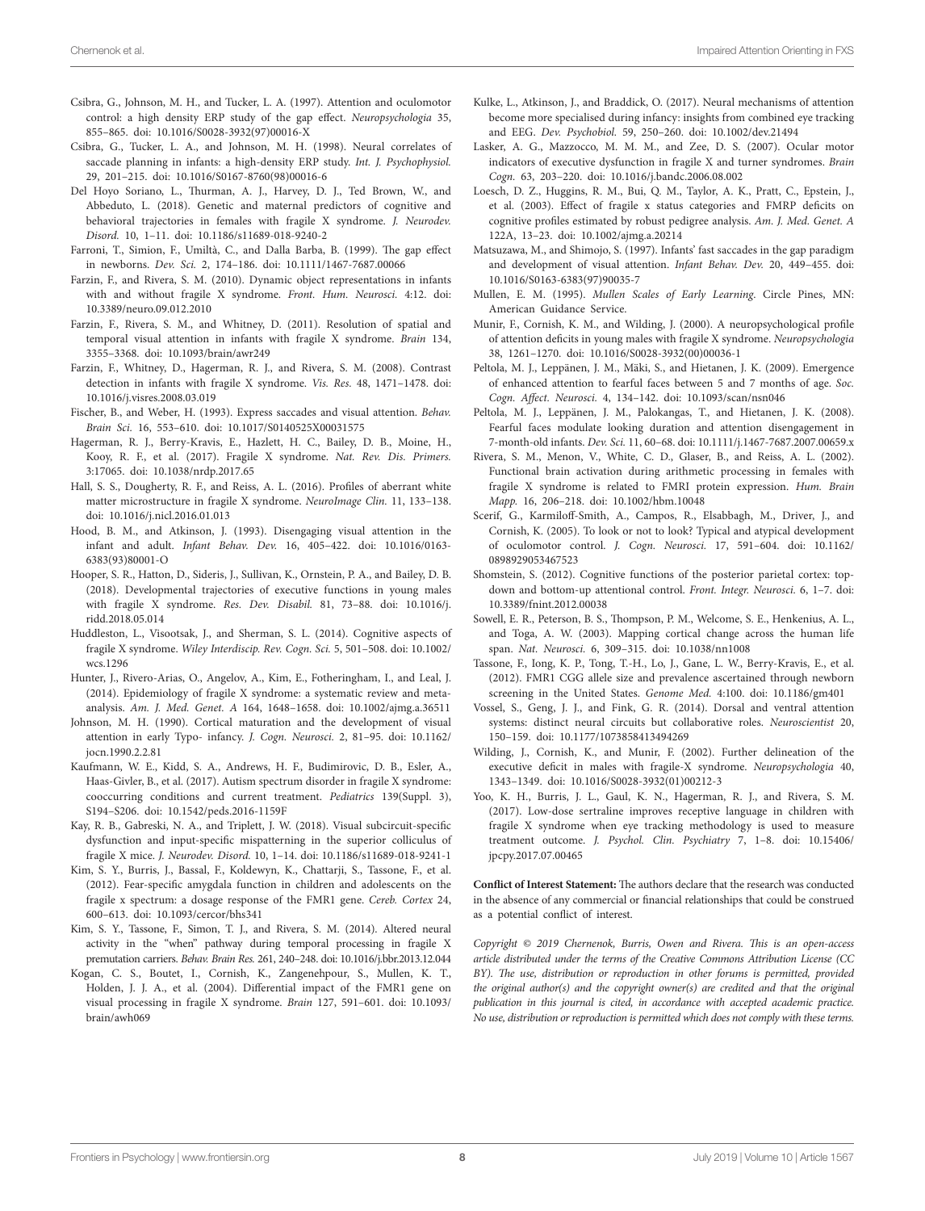Csibra, G., Johnson, M. H., and Tucker, L. A. (1997). Attention and oculomotor control: a high density ERP study of the gap effect. *Neuropsychologia* 35, 855–865. doi: 10.1016/S0028-3932(97)00016-X

Csibra, G., Tucker, L. A., and Johnson, M. H. (1998). Neural correlates of saccade planning in infants: a high-density ERP study. *Int. J. Psychophysiol.* 29, 201–215. doi: 10.1016/S0167-8760(98)00016-6

Del Hoyo Soriano, L., Thurman, A. J., Harvey, D. J., Ted Brown, W., and Abbeduto, L. (2018). Genetic and maternal predictors of cognitive and behavioral trajectories in females with fragile X syndrome. *J. Neurodev. Disord.* 10, 1–11. doi: 10.1186/s11689-018-9240-2

Farroni, T., Simion, F., Umiltà, C., and Dalla Barba, B. (1999). The gap effect in newborns. *Dev. Sci.* 2, 174–186. doi: 10.1111/1467-7687.00066

Farzin, F., and Rivera, S. M. (2010). Dynamic object representations in infants with and without fragile X syndrome. *Front. Hum. Neurosci.* 4:12. doi: 10.3389/neuro.09.012.2010

Farzin, F., Rivera, S. M., and Whitney, D. (2011). Resolution of spatial and temporal visual attention in infants with fragile X syndrome. *Brain* 134, 3355–3368. doi: 10.1093/brain/awr249

Farzin, F., Whitney, D., Hagerman, R. J., and Rivera, S. M. (2008). Contrast detection in infants with fragile X syndrome. *Vis. Res.* 48, 1471–1478. doi: 10.1016/j.visres.2008.03.019

Fischer, B., and Weber, H. (1993). Express saccades and visual attention. *Behav. Brain Sci.* 16, 553–610. doi: 10.1017/S0140525X00031575

Hagerman, R. J., Berry-Kravis, E., Hazlett, H. C., Bailey, D. B., Moine, H., Kooy, R. F., et al. (2017). Fragile X syndrome. *Nat. Rev. Dis. Primers.* 3:17065. doi: 10.1038/nrdp.2017.65

Hall, S. S., Dougherty, R. F., and Reiss, A. L. (2016). Profiles of aberrant white matter microstructure in fragile X syndrome. *NeuroImage Clin.* 11, 133–138. doi: 10.1016/j.nicl.2016.01.013

Hood, B. M., and Atkinson, J. (1993). Disengaging visual attention in the infant and adult. *Infant Behav. Dev.* 16, 405–422. doi: 10.1016/0163-6383(93)80001-O

Hooper, S. R., Hatton, D., Sideris, J., Sullivan, K., Ornstein, P. A., and Bailey, D. B. (2018). Developmental trajectories of executive functions in young males with fragile X syndrome. *Res. Dev. Disabil.* 81, 73–88. doi: 10.1016/j.ridd.2018.05.014

Huddleston, L., Visootsak, J., and Sherman, S. L. (2014). Cognitive aspects of fragile X syndrome. *Wiley Interdiscip. Rev. Cogn. Sci.* 5, 501–508. doi: 10.1002/wcs.1296

Hunter, J., Rivero-Arias, O., Angelov, A., Kim, E., Fotheringham, I., and Leal, J. (2014). Epidemiology of fragile X syndrome: a systematic review and meta-analysis. *Am. J. Med. Genet. A* 164, 1648–1658. doi: 10.1002/ajmg.a.36511

Johnson, M. H. (1990). Cortical maturation and the development of visual attention in early Typo- infancy. *J. Cogn. Neurosci.* 2, 81–95. doi: 10.1162/jocn.1990.2.2.81

Kaufmann, W. E., Kidd, S. A., Andrews, H. F., Budimirovic, D. B., Esler, A., Haas-Givler, B., et al. (2017). Autism spectrum disorder in fragile X syndrome: cooccurring conditions and current treatment. *Pediatrics* 139(Suppl. 3), S194–S206. doi: 10.1542/peds.2016-1159F

Kay, R. B., Gabreski, N. A., and Triplett, J. W. (2018). Visual subcircuit-specific dysfunction and input-specific mispatterning in the superior colliculus of fragile X mice. *J. Neurodev. Disord.* 10, 1–14. doi: 10.1186/s11689-018-9241-1

Kim, S. Y., Burris, J., Bassal, F., Koldewyn, K., Chattarji, S., Tassone, F., et al. (2012). Fear-specific amygdala function in children and adolescents on the fragile x spectrum: a dosage response of the FMR1 gene. *Cereb. Cortex* 24, 600–613. doi: 10.1093/cercor/bhs341

Kim, S. Y., Tassone, F., Simon, T. J., and Rivera, S. M. (2014). Altered neural activity in the "when" pathway during temporal processing in fragile X premutation carriers. *Behav. Brain Res.* 261, 240–248. doi: 10.1016/j.bbr.2013.12.044

Kogan, C. S., Boutet, I., Cornish, K., Zangenehpour, S., Mullen, K. T., Holden, J. J. A., et al. (2004). Differential impact of the FMR1 gene on visual processing in fragile X syndrome. *Brain* 127, 591–601. doi: 10.1093/brain/awh069

Kulke, L., Atkinson, J., and Braddick, O. (2017). Neural mechanisms of attention become more specialised during infancy: insights from combined eye tracking and EEG. *Dev. Psychobiol.* 59, 250–260. doi: 10.1002/dev.21494

Lasker, A. G., Mazzocco, M. M. M., and Zee, D. S. (2007). Ocular motor indicators of executive dysfunction in fragile X and turner syndromes. *Brain Cogn.* 63, 203–220. doi: 10.1016/j.bandc.2006.08.002

Loesch, D. Z., Huggins, R. M., Bui, Q. M., Taylor, A. K., Pratt, C., Epstein, J., et al. (2003). Effect of fragile x status categories and FMRP deficits on cognitive profiles estimated by robust pedigree analysis. *Am. J. Med. Genet. A* 122A, 13–23. doi: 10.1002/ajmg.a.20214

Matsuzawa, M., and Shimojo, S. (1997). Infants' fast saccades in the gap paradigm and development of visual attention. *Infant Behav. Dev.* 20, 449–455. doi: 10.1016/S0163-6383(97)90035-7

Mullen, E. M. (1995). *Mullen Scales of Early Learning*. Circle Pines, MN: American Guidance Service.

Munir, F., Cornish, K. M., and Wilding, J. (2000). A neuropsychological profile of attention deficits in young males with fragile X syndrome. *Neuropsychologia* 38, 1261–1270. doi: 10.1016/S0028-3932(00)00036-1

Peltola, M. J., Leppänen, J. M., Mäki, S., and Hietanen, J. K. (2009). Emergence of enhanced attention to fearful faces between 5 and 7 months of age. *Soc. Cogn. Affect. Neurosci.* 4, 134–142. doi: 10.1093/scan/nsn046

Peltola, M. J., Leppänen, J. M., Palokangas, T., and Hietanen, J. K. (2008). Fearful faces modulate looking duration and attention disengagement in 7-month-old infants. *Dev. Sci.* 11, 60–68. doi: 10.1111/j.1467-7687.2007.00659.x

Rivera, S. M., Menon, V., White, C. D., Glaser, B., and Reiss, A. L. (2002). Functional brain activation during arithmetic processing in females with fragile X syndrome is related to FMRI protein expression. *Hum. Brain Mapp.* 16, 206–218. doi: 10.1002/hbm.10048

Scerif, G., Karmiloff-Smith, A., Campos, R., Elsabbagh, M., Driver, J., and Cornish, K. (2005). To look or not to look? Typical and atypical development of oculomotor control. *J. Cogn. Neurosci.* 17, 591–604. doi: 10.1162/0898929053467523

Shomstein, S. (2012). Cognitive functions of the posterior parietal cortex: top-down and bottom-up attentional control. *Front. Integr. Neurosci.* 6, 1–7. doi: 10.3389/fnint.2012.00038

Sowell, E. R., Peterson, B. S., Thompson, P. M., Welcome, S. E., Henkenius, A. L., and Toga, A. W. (2003). Mapping cortical change across the human life span. *Nat. Neurosci.* 6, 309–315. doi: 10.1038/nn1008

Tassone, F., Iong, K. P., Tong, T.-H., Lo, J., Gane, L. W., Berry-Kravis, E., et al. (2012). FMR1 CGG allele size and prevalence ascertained through newborn screening in the United States. *Genome Med.* 4:100. doi: 10.1186/gm401

Vossel, S., Geng, J. J., and Fink, G. R. (2014). Dorsal and ventral attention systems: distinct neural circuits but collaborative roles. *Neuroscientist* 20, 150–159. doi: 10.1177/1073858413494269

Wilding, J., Cornish, K., and Munir, F. (2002). Further delineation of the executive deficit in males with fragile-X syndrome. *Neuropsychologia* 40, 1343–1349. doi: 10.1016/S0028-3932(01)00212-3

Yoo, K. H., Burris, J. L., Gaul, K. N., Hagerman, R. J., and Rivera, S. M. (2017). Low-dose sertraline improves receptive language in children with fragile X syndrome when eye tracking methodology is used to measure treatment outcome. *J. Psychol. Clin. Psychiatry* 7, 1–8. doi: 10.15406/jpcpy.2017.07.00465

**Conflict of Interest Statement:** The authors declare that the research was conducted in the absence of any commercial or financial relationships that could be construed as a potential conflict of interest.

*Copyright © 2019 Chernenok, Burris, Owen and Rivera. This is an open-access article distributed under the terms of the Creative Commons Attribution License (CC BY). The use, distribution or reproduction in other forums is permitted, provided the original author(s) and the copyright owner(s) are credited and that the original publication in this journal is cited, in accordance with accepted academic practice. No use, distribution or reproduction is permitted which does not comply with these terms.*